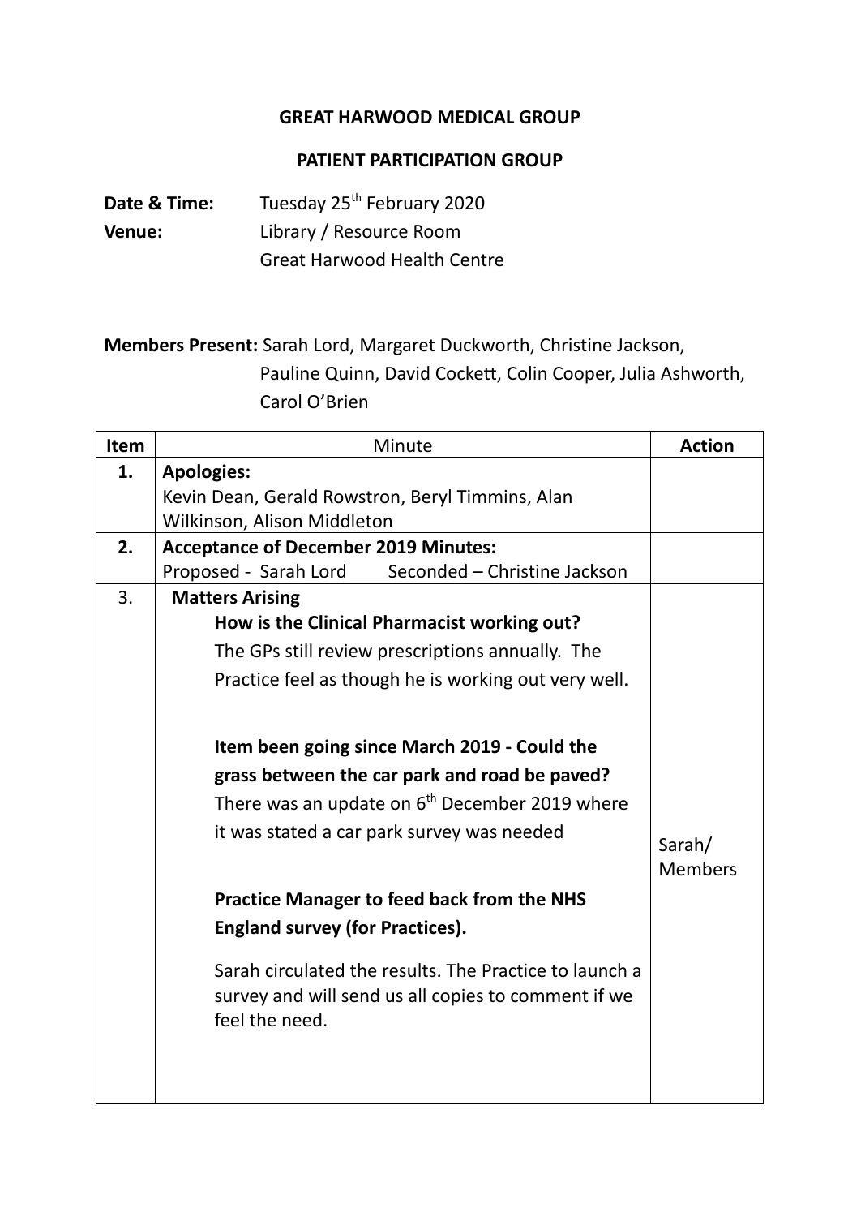**GREAT HARWOOD MEDICAL GROUP**

**PATIENT PARTICIPATION GROUP**

**Date & Time:** Tuesday 25th February 2020
**Venue:** Library / Resource Room
Great Harwood Health Centre

**Members Present:** Sarah Lord, Margaret Duckworth, Christine Jackson, Pauline Quinn, David Cockett, Colin Cooper, Julia Ashworth, Carol O'Brien

| Item | Minute | Action |
|---|---|---|
| **1.** | **Apologies:**<br>Kevin Dean, Gerald Rowstron, Beryl Timmins, Alan Wilkinson, Alison Middleton | |
| **2.** | **Acceptance of December 2019 Minutes:**<br>Proposed - Sarah Lord Seconded – Christine Jackson | |
| 3. | **Matters Arising**<br>**How is the Clinical Pharmacist working out?**<br>The GPs still review prescriptions annually. The Practice feel as though he is working out very well.<br><br>**Item been going since March 2019 - Could the grass between the car park and road be paved?**<br>There was an update on 6th December 2019 where it was stated a car park survey was needed<br><br>**Practice Manager to feed back from the NHS England survey (for Practices).**<br>Sarah circulated the results. The Practice to launch a survey and will send us all copies to comment if we feel the need. | Sarah/ Members |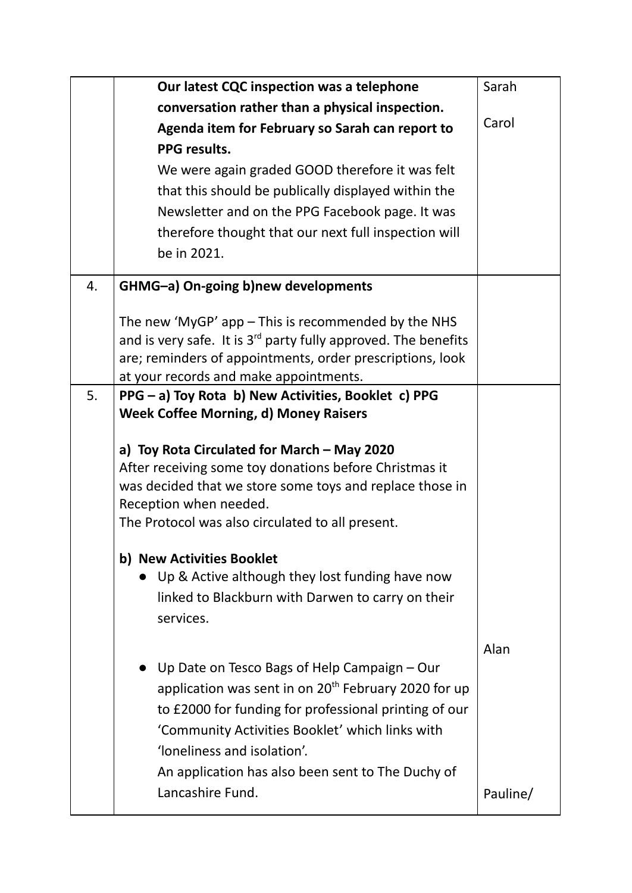| | | |
|---|---|---|
| | **Our latest CQC inspection was a telephone conversation rather than a physical inspection. Agenda item for February so Sarah can report to PPG results.**<br>We were again graded GOOD therefore it was felt that this should be publically displayed within the Newsletter and on the PPG Facebook page. It was therefore thought that our next full inspection will be in 2021. | Sarah<br><br>Carol |
| 4. | **GHMG–a) On-going b)new developments**<br><br>The new 'MyGP' app – This is recommended by the NHS and is very safe. It is 3rd party fully approved. The benefits are; reminders of appointments, order prescriptions, look at your records and make appointments. | |
| 5. | **PPG – a) Toy Rota b) New Activities, Booklet c) PPG Week Coffee Morning, d) Money Raisers**<br><br>**a) Toy Rota Circulated for March – May 2020**<br>After receiving some toy donations before Christmas it was decided that we store some toys and replace those in Reception when needed.<br>The Protocol was also circulated to all present.<br><br>**b) New Activities Booklet**<br>● Up & Active although they lost funding have now linked to Blackburn with Darwen to carry on their services.<br><br>● Up Date on Tesco Bags of Help Campaign – Our application was sent in on 20th February 2020 for up to £2000 for funding for professional printing of our 'Community Activities Booklet' which links with 'loneliness and isolation'.<br>An application has also been sent to The Duchy of Lancashire Fund. | <br><br><br><br><br><br><br><br><br><br><br><br>Alan<br><br><br><br><br><br>Pauline/ |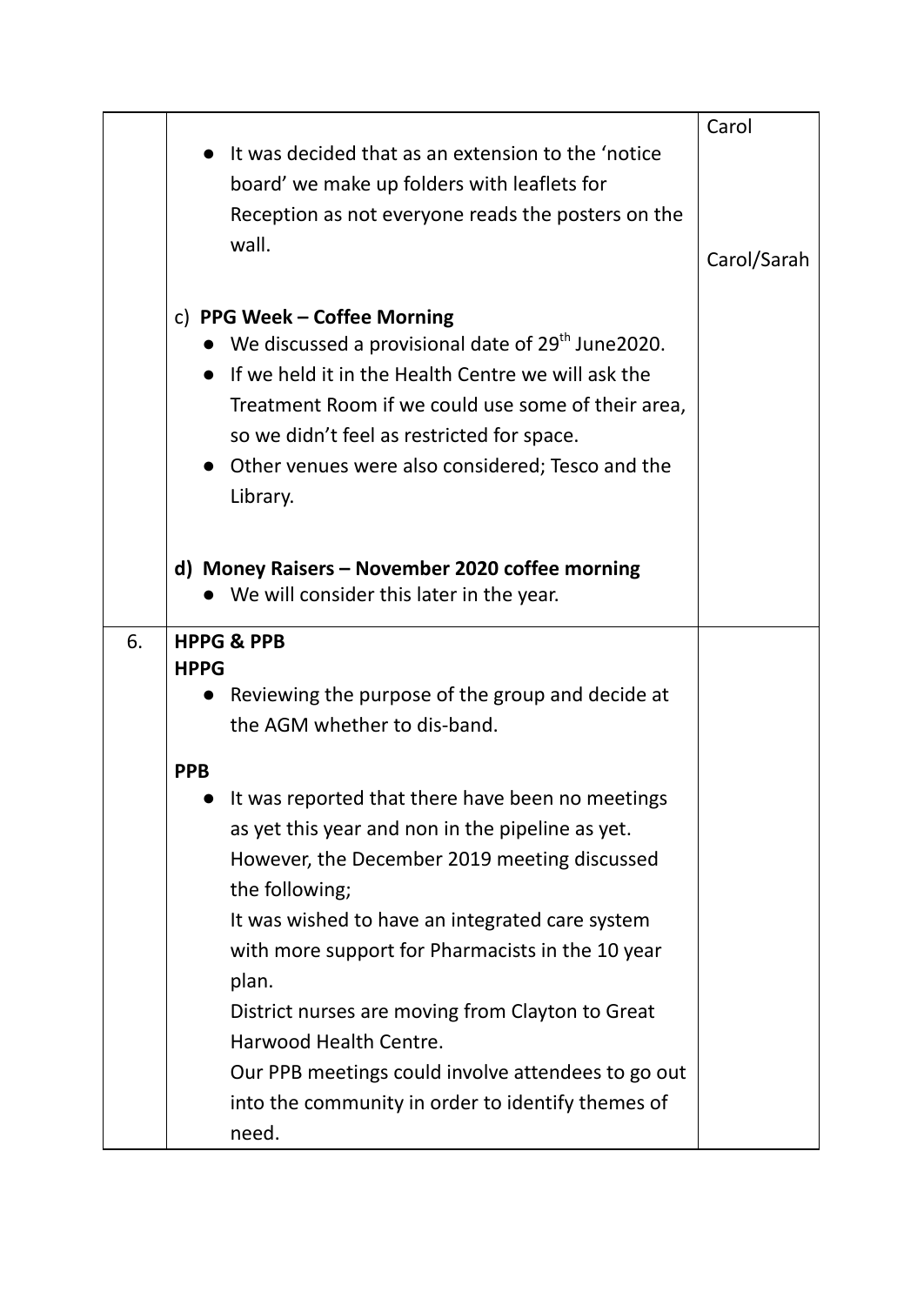| | | |
|---|---|---|
| | • It was decided that as an extension to the 'notice board' we make up folders with leaflets for Reception as not everyone reads the posters on the wall.<br><br>c) **PPG Week – Coffee Morning**<br>• We discussed a provisional date of 29th June2020.<br>• If we held it in the Health Centre we will ask the Treatment Room if we could use some of their area, so we didn't feel as restricted for space.<br>• Other venues were also considered; Tesco and the Library.<br><br>**d) Money Raisers – November 2020 coffee morning**<br>• We will consider this later in the year. | Carol<br><br>Carol/Sarah |
| 6. | **HPPG & PPB**<br>**HPPG**<br>• Reviewing the purpose of the group and decide at the AGM whether to dis-band.<br><br>**PPB**<br>• It was reported that there have been no meetings as yet this year and non in the pipeline as yet. However, the December 2019 meeting discussed the following;<br>It was wished to have an integrated care system with more support for Pharmacists in the 10 year plan.<br>District nurses are moving from Clayton to Great Harwood Health Centre.<br>Our PPB meetings could involve attendees to go out into the community in order to identify themes of need. | |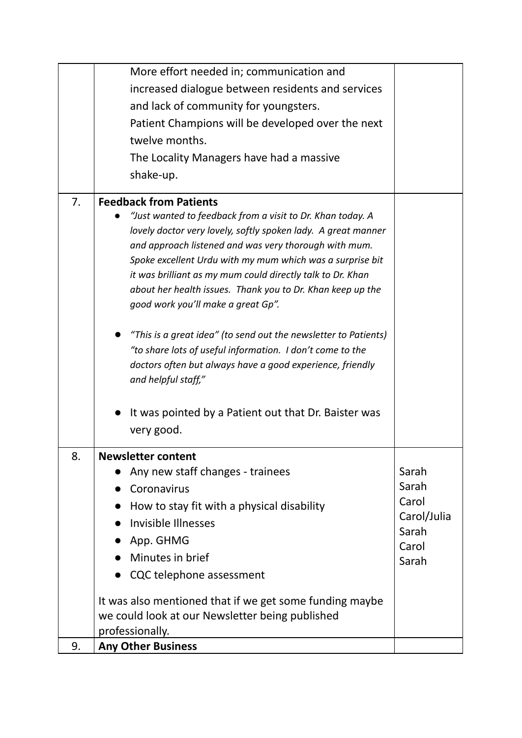| | | |
|---|---|---|
| | More effort needed in; communication and increased dialogue between residents and services and lack of community for youngsters.<br>Patient Champions will be developed over the next twelve months.<br>The Locality Managers have had a massive shake-up. | |
| 7. | **Feedback from Patients**<br>● *"Just wanted to feedback from a visit to Dr. Khan today. A lovely doctor very lovely, softly spoken lady. A great manner and approach listened and was very thorough with mum. Spoke excellent Urdu with my mum which was a surprise bit it was brilliant as my mum could directly talk to Dr. Khan about her health issues. Thank you to Dr. Khan keep up the good work you'll make a great Gp".*<br>● *"This is a great idea" (to send out the newsletter to Patients) "to share lots of useful information. I don't come to the doctors often but always have a good experience, friendly and helpful staff,"*<br>● It was pointed by a Patient out that Dr. Baister was very good. | |
| 8. | **Newsletter content**<br>● Any new staff changes - trainees<br>● Coronavirus<br>● How to stay fit with a physical disability<br>● Invisible Illnesses<br>● App. GHMG<br>● Minutes in brief<br>● CQC telephone assessment<br><br>It was also mentioned that if we get some funding maybe we could look at our Newsletter being published professionally. | Sarah<br>Sarah<br>Carol<br>Carol/Julia<br>Sarah<br>Carol<br>Sarah |
| 9. | **Any Other Business** | |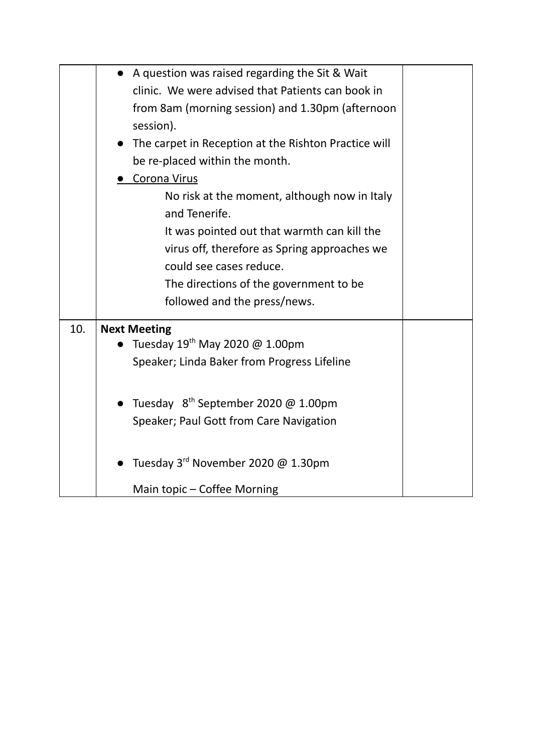| | | |
|---|---|---|
| | • A question was raised regarding the Sit & Wait clinic. We were advised that Patients can book in from 8am (morning session) and 1.30pm (afternoon session).<br>• The carpet in Reception at the Rishton Practice will be re-placed within the month.<br>• <u>Corona Virus</u><br>No risk at the moment, although now in Italy and Tenerife.<br>It was pointed out that warmth can kill the virus off, therefore as Spring approaches we could see cases reduce.<br>The directions of the government to be followed and the press/news. | |
| 10. | **Next Meeting**<br>• Tuesday 19th May 2020 @ 1.00pm<br>Speaker; Linda Baker from Progress Lifeline<br><br>• Tuesday 8th September 2020 @ 1.00pm<br>Speaker; Paul Gott from Care Navigation<br><br>• Tuesday 3rd November 2020 @ 1.30pm<br>Main topic – Coffee Morning | |